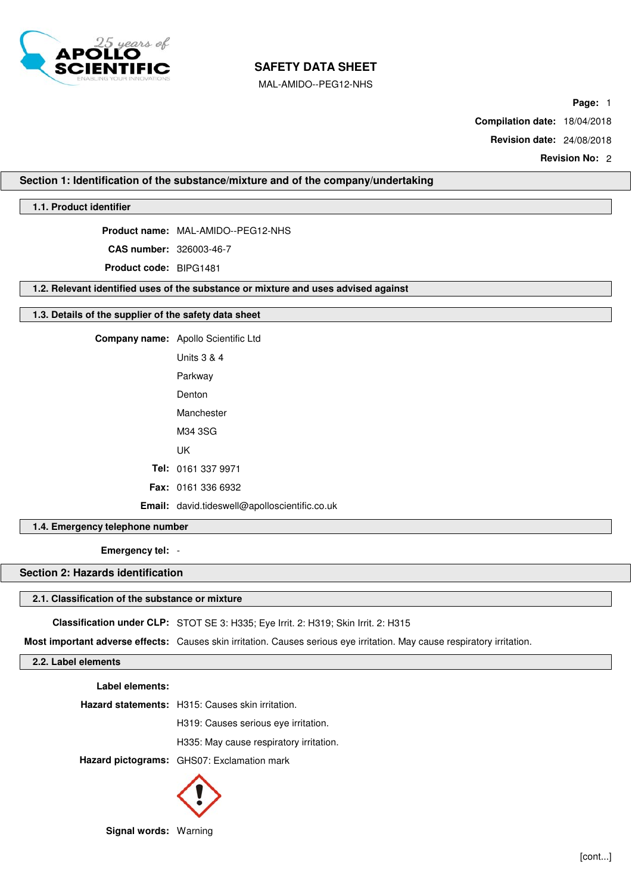# SAFETY DATA SHEET

MAL-AMIDO--PEG12-NHS

**Compilation date:** 18/04/2018

**Revision date:** 24/08/2018

**Revision No:** 2

## Section 1: Identification of the substance/mixture and of the company/undertaking

### 1.1. Product identifier

**Product name:** MAL-AMIDO--PEG12-NHS

**CAS number:** 326003-46-7

**Product code:** BIPG1481

### 1.2. Relevant identified uses of the substance or mixture and uses advised against

### 1.3. Details of the supplier of the safety data sheet

**Company name:** Apollo Scientific Ltd

Units 3 & 4

Parkway

Denton

Manchester

M34 3SG

UK

**Tel:** 0161 337 9971

**Fax:** 0161 336 6932

**Email:** david.tideswell@apolloscientific.co.uk

### 1.4. Emergency telephone number

**Emergency tel:** -

## Section 2: Hazards identification

### 2.1. Classification of the substance or mixture

**Classification under CLP:** STOT SE 3: H335; Eye Irrit. 2: H319; Skin Irrit. 2: H315

**Most important adverse effects:** Causes skin irritation. Causes serious eye irritation. May cause respiratory irritation.

### 2.2. Label elements

**Label elements:**

**Hazard statements:** H315: Causes skin irritation.

H319: Causes serious eye irritation.

H335: May cause respiratory irritation.

**Hazard pictograms:** GHS07: Exclamation mark

**Signal words:** Warning

[cont...]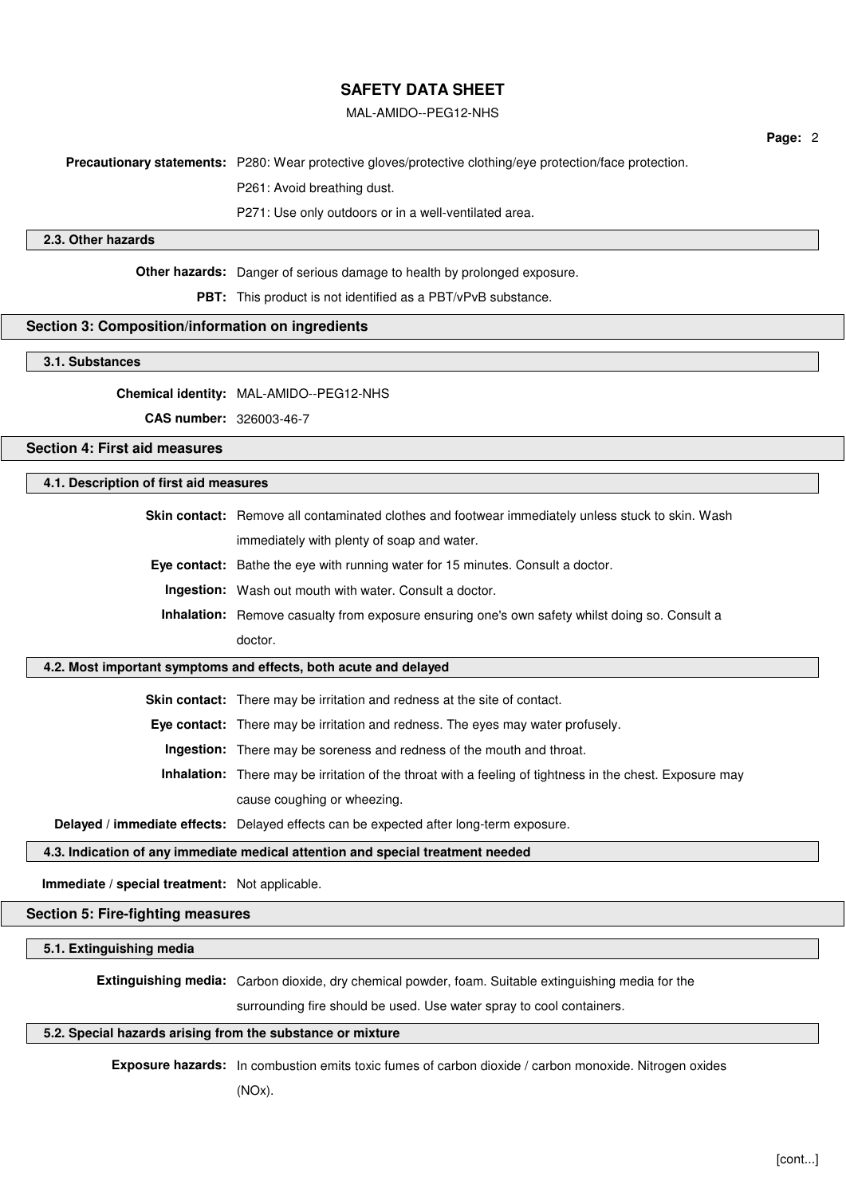**Precautionary statements:** P280: Wear protective gloves/protective clothing/eye protection/face protection.

P261: Avoid breathing dust.

P271: Use only outdoors or in a well-ventilated area.

### 2.3. Other hazards

**Other hazards:** Danger of serious damage to health by prolonged exposure.

**PBT:** This product is not identified as a PBT/vPvB substance.

## Section 3: Composition/information on ingredients

### 3.1. Substances

**Chemical identity:** MAL-AMIDO--PEG12-NHS

**CAS number:** 326003-46-7

## Section 4: First aid measures

### 4.1. Description of first aid measures

**Skin contact:** Remove all contaminated clothes and footwear immediately unless stuck to skin. Wash immediately with plenty of soap and water.

**Eye contact:** Bathe the eye with running water for 15 minutes. Consult a doctor.

**Ingestion:** Wash out mouth with water. Consult a doctor.

**Inhalation:** Remove casualty from exposure ensuring one's own safety whilst doing so. Consult a doctor.

### 4.2. Most important symptoms and effects, both acute and delayed

**Skin contact:** There may be irritation and redness at the site of contact.

**Eye contact:** There may be irritation and redness. The eyes may water profusely.

**Ingestion:** There may be soreness and redness of the mouth and throat.

**Inhalation:** There may be irritation of the throat with a feeling of tightness in the chest. Exposure may cause coughing or wheezing.

**Delayed / immediate effects:** Delayed effects can be expected after long-term exposure.

### 4.3. Indication of any immediate medical attention and special treatment needed

**Immediate / special treatment:** Not applicable.

## Section 5: Fire-fighting measures

### 5.1. Extinguishing media

**Extinguishing media:** Carbon dioxide, dry chemical powder, foam. Suitable extinguishing media for the surrounding fire should be used. Use water spray to cool containers.

### 5.2. Special hazards arising from the substance or mixture

**Exposure hazards:** In combustion emits toxic fumes of carbon dioxide / carbon monoxide. Nitrogen oxides (NOx).

[cont...]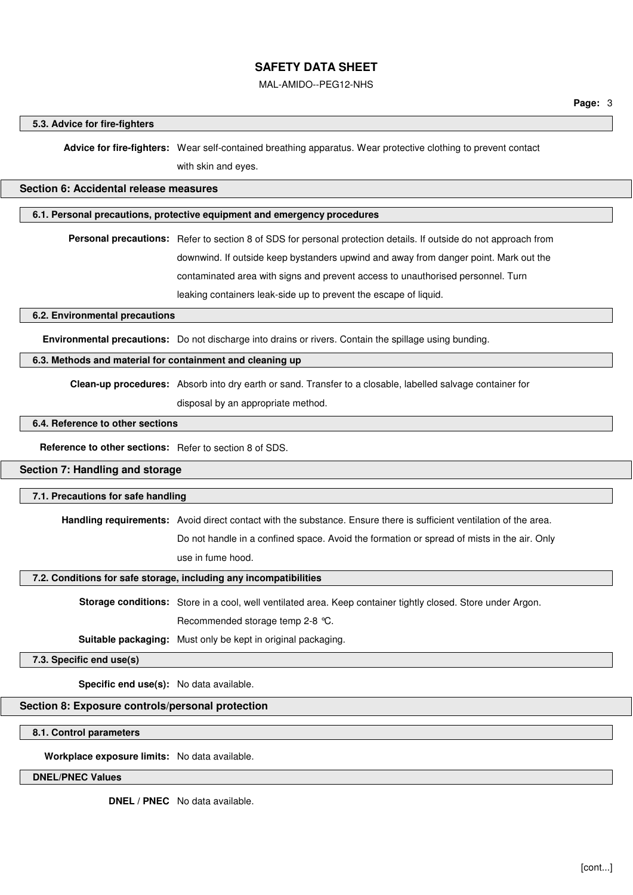### 5.3. Advice for fire-fighters

**Advice for fire-fighters:** Wear self-contained breathing apparatus. Wear protective clothing to prevent contact with skin and eyes.

## Section 6: Accidental release measures

### 6.1. Personal precautions, protective equipment and emergency procedures

**Personal precautions:** Refer to section 8 of SDS for personal protection details. If outside do not approach from downwind. If outside keep bystanders upwind and away from danger point. Mark out the contaminated area with signs and prevent access to unauthorised personnel. Turn leaking containers leak-side up to prevent the escape of liquid.

### 6.2. Environmental precautions

**Environmental precautions:** Do not discharge into drains or rivers. Contain the spillage using bunding.

### 6.3. Methods and material for containment and cleaning up

**Clean-up procedures:** Absorb into dry earth or sand. Transfer to a closable, labelled salvage container for disposal by an appropriate method.

### 6.4. Reference to other sections

**Reference to other sections:** Refer to section 8 of SDS.

## Section 7: Handling and storage

### 7.1. Precautions for safe handling

**Handling requirements:** Avoid direct contact with the substance. Ensure there is sufficient ventilation of the area. Do not handle in a confined space. Avoid the formation or spread of mists in the air. Only use in fume hood.

### 7.2. Conditions for safe storage, including any incompatibilities

**Storage conditions:** Store in a cool, well ventilated area. Keep container tightly closed. Store under Argon. Recommended storage temp 2-8 °C.

**Suitable packaging:** Must only be kept in original packaging.

### 7.3. Specific end use(s)

**Specific end use(s):** No data available.

## Section 8: Exposure controls/personal protection

### 8.1. Control parameters

**Workplace exposure limits:** No data available.

### DNEL/PNEC Values

**DNEL / PNEC** No data available.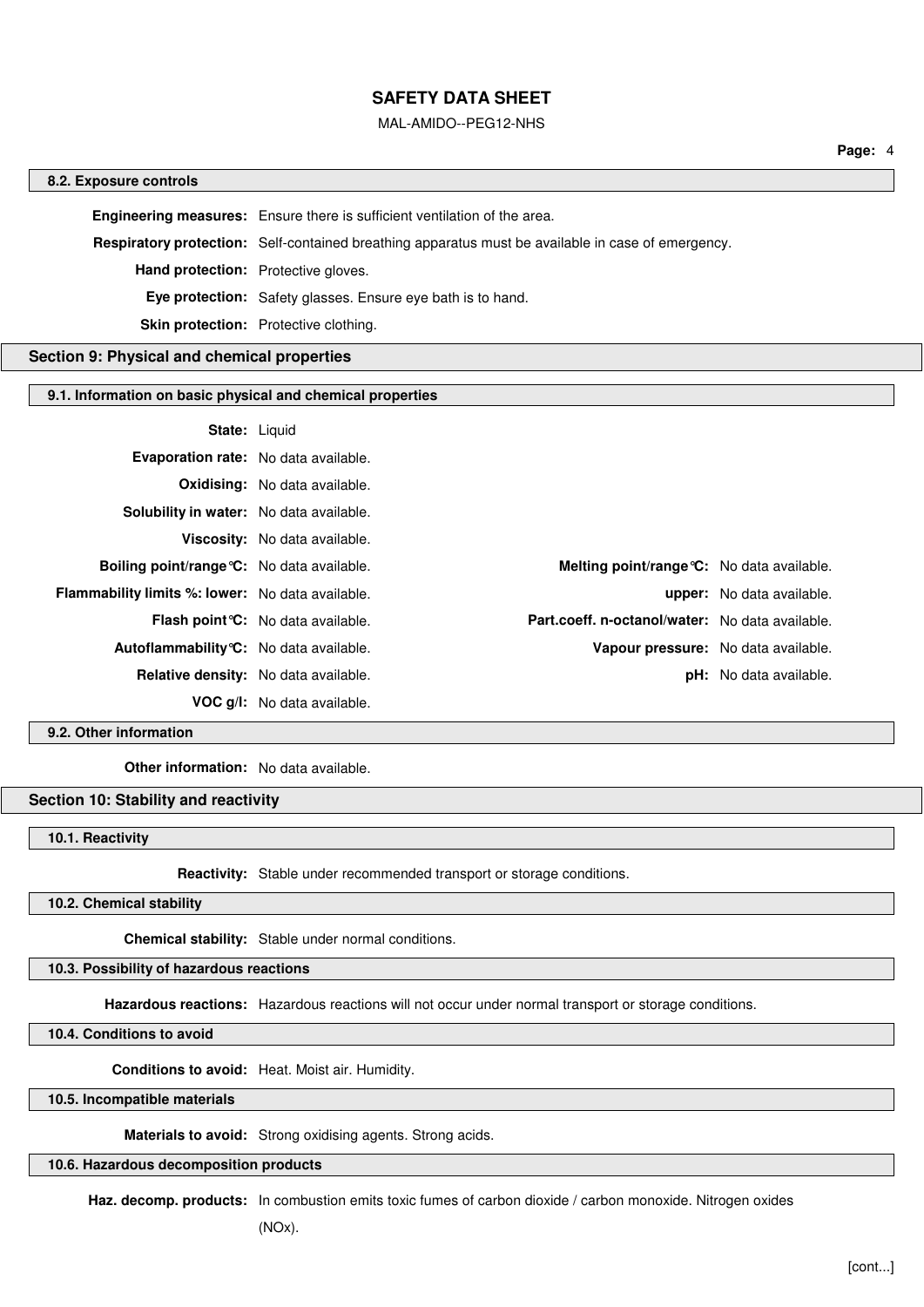### 8.2. Exposure controls

**Engineering measures:** Ensure there is sufficient ventilation of the area.

**Respiratory protection:** Self-contained breathing apparatus must be available in case of emergency.

**Hand protection:** Protective gloves.

**Eye protection:** Safety glasses. Ensure eye bath is to hand.

**Skin protection:** Protective clothing.

## Section 9: Physical and chemical properties

### 9.1. Information on basic physical and chemical properties

**State:** Liquid

**Evaporation rate:** No data available.

**Oxidising:** No data available.

**Solubility in water:** No data available.

**Viscosity:** No data available.

| | | | |
|---|---|---|---|
| **Boiling point/range°C:** | No data available. | **Melting point/range°C:** | No data available. |
| **Flammability limits %: lower:** | No data available. | **upper:** | No data available. |
| **Flash point°C:** | No data available. | **Part.coeff. n-octanol/water:** | No data available. |
| **Autoflammability°C:** | No data available. | **Vapour pressure:** | No data available. |
| **Relative density:** | No data available. | **pH:** | No data available. |
| **VOC g/l:** | No data available. | | |

### 9.2. Other information

**Other information:** No data available.

## Section 10: Stability and reactivity

### 10.1. Reactivity

**Reactivity:** Stable under recommended transport or storage conditions.

### 10.2. Chemical stability

**Chemical stability:** Stable under normal conditions.

### 10.3. Possibility of hazardous reactions

**Hazardous reactions:** Hazardous reactions will not occur under normal transport or storage conditions.

### 10.4. Conditions to avoid

**Conditions to avoid:** Heat. Moist air. Humidity.

### 10.5. Incompatible materials

**Materials to avoid:** Strong oxidising agents. Strong acids.

### 10.6. Hazardous decomposition products

**Haz. decomp. products:** In combustion emits toxic fumes of carbon dioxide / carbon monoxide. Nitrogen oxides (NOx).

[cont...]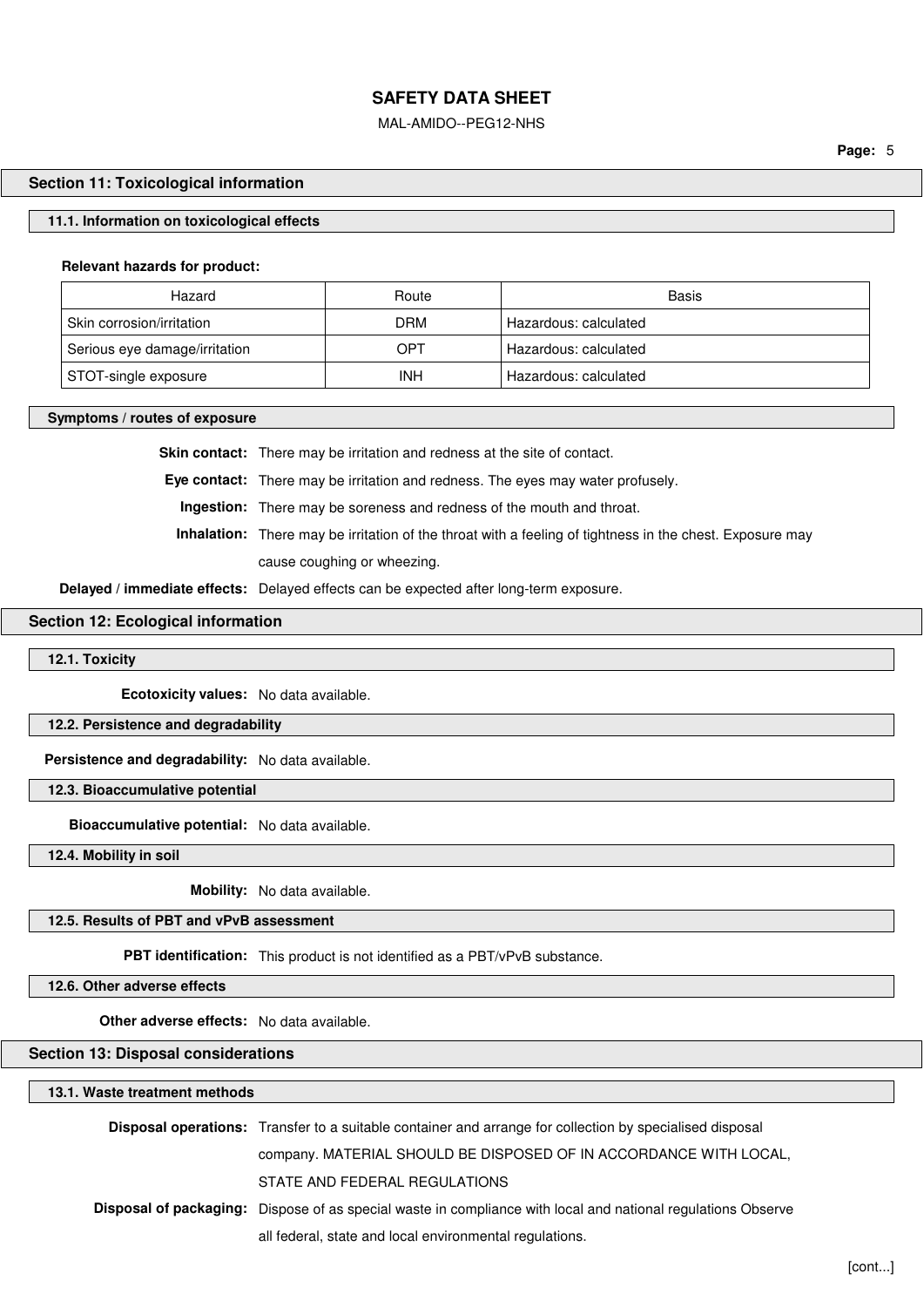## Section 11: Toxicological information

### 11.1. Information on toxicological effects

**Relevant hazards for product:**

| Hazard | Route | Basis |
|---|---|---|
| Skin corrosion/irritation | DRM | Hazardous: calculated |
| Serious eye damage/irritation | OPT | Hazardous: calculated |
| STOT-single exposure | INH | Hazardous: calculated |

### Symptoms / routes of exposure

**Skin contact:** There may be irritation and redness at the site of contact.

**Eye contact:** There may be irritation and redness. The eyes may water profusely.

**Ingestion:** There may be soreness and redness of the mouth and throat.

**Inhalation:** There may be irritation of the throat with a feeling of tightness in the chest. Exposure may cause coughing or wheezing.

**Delayed / immediate effects:** Delayed effects can be expected after long-term exposure.

## Section 12: Ecological information

### 12.1. Toxicity

**Ecotoxicity values:** No data available.

### 12.2. Persistence and degradability

**Persistence and degradability:** No data available.

### 12.3. Bioaccumulative potential

**Bioaccumulative potential:** No data available.

### 12.4. Mobility in soil

**Mobility:** No data available.

### 12.5. Results of PBT and vPvB assessment

**PBT identification:** This product is not identified as a PBT/vPvB substance.

### 12.6. Other adverse effects

**Other adverse effects:** No data available.

## Section 13: Disposal considerations

### 13.1. Waste treatment methods

**Disposal operations:** Transfer to a suitable container and arrange for collection by specialised disposal company. MATERIAL SHOULD BE DISPOSED OF IN ACCORDANCE WITH LOCAL, STATE AND FEDERAL REGULATIONS

**Disposal of packaging:** Dispose of as special waste in compliance with local and national regulations Observe all federal, state and local environmental regulations.

[cont...]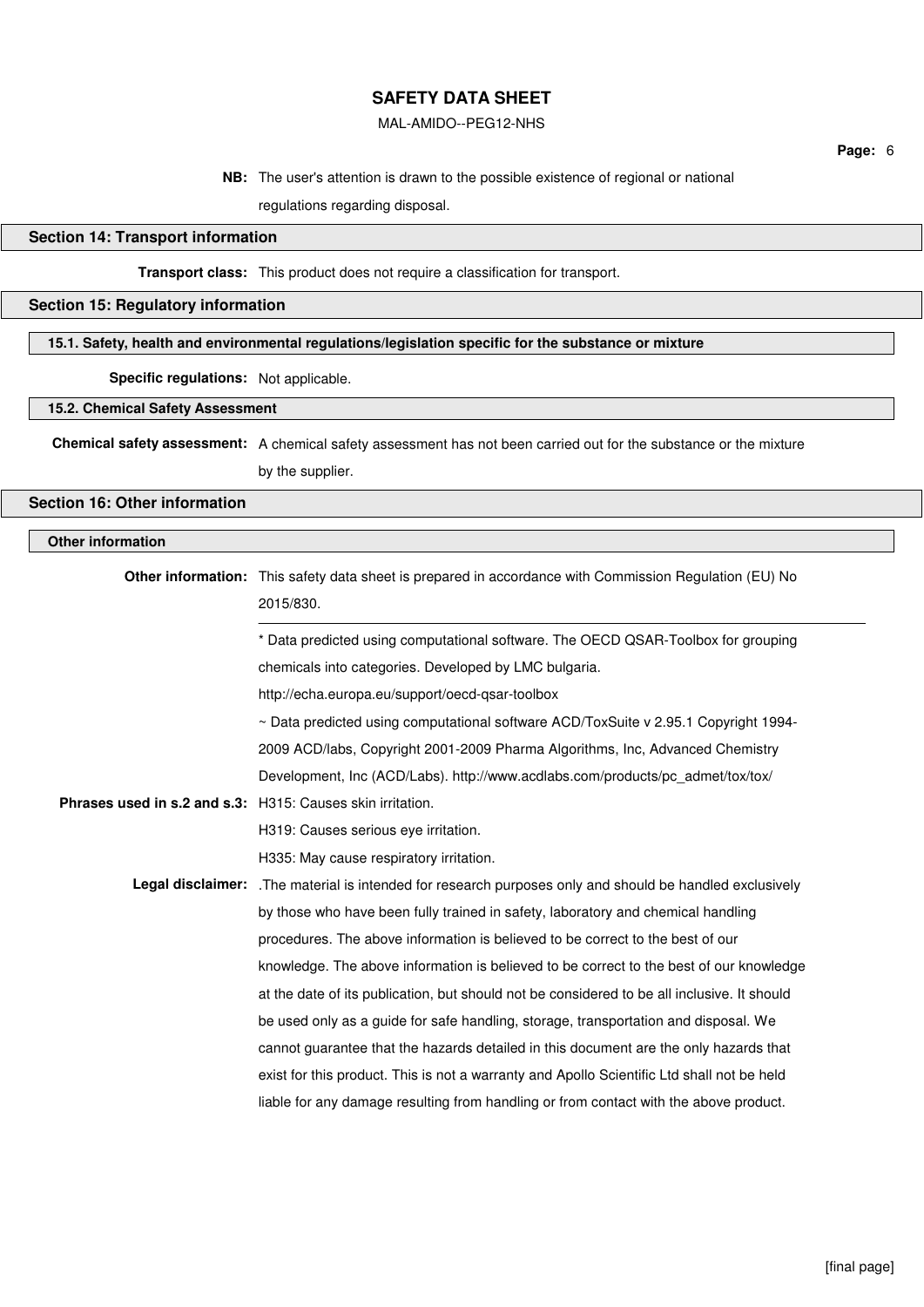**NB:** The user's attention is drawn to the possible existence of regional or national regulations regarding disposal.

## Section 14: Transport information

**Transport class:** This product does not require a classification for transport.

## Section 15: Regulatory information

### 15.1. Safety, health and environmental regulations/legislation specific for the substance or mixture

**Specific regulations:** Not applicable.

### 15.2. Chemical Safety Assessment

**Chemical safety assessment:** A chemical safety assessment has not been carried out for the substance or the mixture by the supplier.

## Section 16: Other information

### Other information

**Other information:** This safety data sheet is prepared in accordance with Commission Regulation (EU) No 2015/830.

---

* Data predicted using computational software. The OECD QSAR-Toolbox for grouping chemicals into categories. Developed by LMC bulgaria. http://echa.europa.eu/support/oecd-qsar-toolbox

~ Data predicted using computational software ACD/ToxSuite v 2.95.1 Copyright 1994-2009 ACD/labs, Copyright 2001-2009 Pharma Algorithms, Inc, Advanced Chemistry Development, Inc (ACD/Labs). http://www.acdlabs.com/products/pc_admet/tox/tox/

**Phrases used in s.2 and s.3:** H315: Causes skin irritation.

H319: Causes serious eye irritation.

H335: May cause respiratory irritation.

**Legal disclaimer:** .The material is intended for research purposes only and should be handled exclusively by those who have been fully trained in safety, laboratory and chemical handling procedures. The above information is believed to be correct to the best of our knowledge. The above information is believed to be correct to the best of our knowledge at the date of its publication, but should not be considered to be all inclusive. It should be used only as a guide for safe handling, storage, transportation and disposal. We cannot guarantee that the hazards detailed in this document are the only hazards that exist for this product. This is not a warranty and Apollo Scientific Ltd shall not be held liable for any damage resulting from handling or from contact with the above product.

[final page]